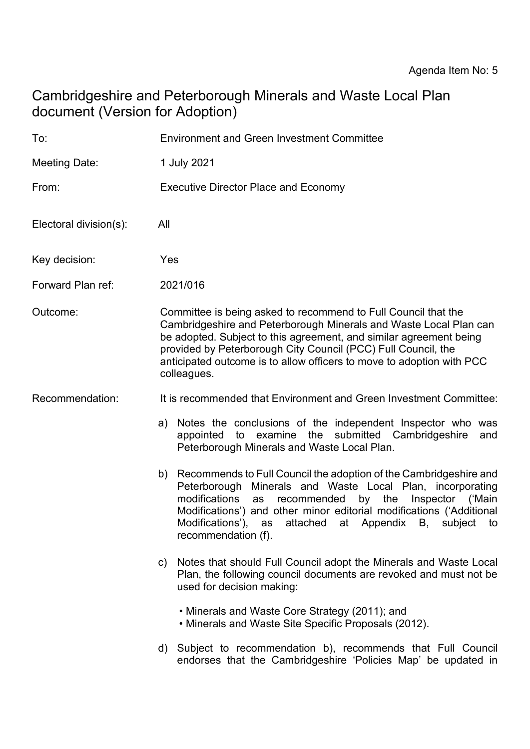Agenda Item No: 5

# Cambridgeshire and Peterborough Minerals and Waste Local Plan document (Version for Adoption)

To: Environment and Green Investment Committee

Meeting Date: 1 July 2021

From: Executive Director Place and Economy

Electoral division(s): All

Key decision: Yes

Forward Plan ref: 2021/016

Outcome: Committee is being asked to recommend to Full Council that the Cambridgeshire and Peterborough Minerals and Waste Local Plan can be adopted. Subject to this agreement, and similar agreement being provided by Peterborough City Council (PCC) Full Council, the anticipated outcome is to allow officers to move to adoption with PCC colleagues.

Recommendation: It is recommended that Environment and Green Investment Committee:

a) Notes the conclusions of the independent Inspector who was appointed to examine the submitted Cambridgeshire and Peterborough Minerals and Waste Local Plan.

b) Recommends to Full Council the adoption of the Cambridgeshire and Peterborough Minerals and Waste Local Plan, incorporating modifications as recommended by the Inspector ('Main Modifications') and other minor editorial modifications ('Additional Modifications'), as attached at Appendix B, subject to recommendation (f).

c) Notes that should Full Council adopt the Minerals and Waste Local Plan, the following council documents are revoked and must not be used for decision making:

- Minerals and Waste Core Strategy (2011); and
- Minerals and Waste Site Specific Proposals (2012).

d) Subject to recommendation b), recommends that Full Council endorses that the Cambridgeshire 'Policies Map' be updated in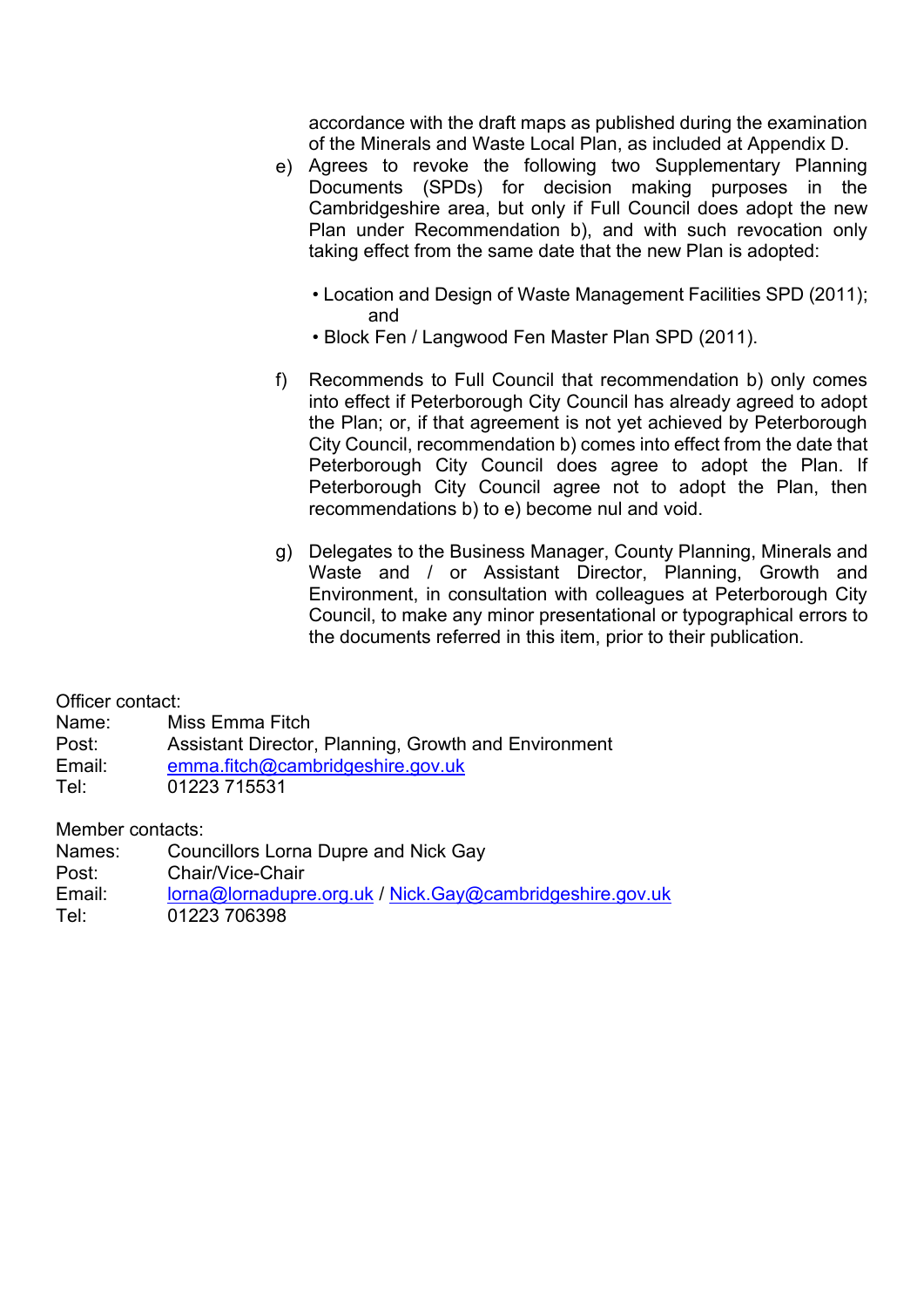accordance with the draft maps as published during the examination of the Minerals and Waste Local Plan, as included at Appendix D.

e) Agrees to revoke the following two Supplementary Planning Documents (SPDs) for decision making purposes in the Cambridgeshire area, but only if Full Council does adopt the new Plan under Recommendation b), and with such revocation only taking effect from the same date that the new Plan is adopted:

   - Location and Design of Waste Management Facilities SPD (2011); and
   - Block Fen / Langwood Fen Master Plan SPD (2011).

f) Recommends to Full Council that recommendation b) only comes into effect if Peterborough City Council has already agreed to adopt the Plan; or, if that agreement is not yet achieved by Peterborough City Council, recommendation b) comes into effect from the date that Peterborough City Council does agree to adopt the Plan. If Peterborough City Council agree not to adopt the Plan, then recommendations b) to e) become nul and void.

g) Delegates to the Business Manager, County Planning, Minerals and Waste and / or Assistant Director, Planning, Growth and Environment, in consultation with colleagues at Peterborough City Council, to make any minor presentational or typographical errors to the documents referred in this item, prior to their publication.

Officer contact:
Name: Miss Emma Fitch
Post: Assistant Director, Planning, Growth and Environment
Email: emma.fitch@cambridgeshire.gov.uk
Tel: 01223 715531

Member contacts:
Names: Councillors Lorna Dupre and Nick Gay
Post: Chair/Vice-Chair
Email: lorna@lornadupre.org.uk / Nick.Gay@cambridgeshire.gov.uk
Tel: 01223 706398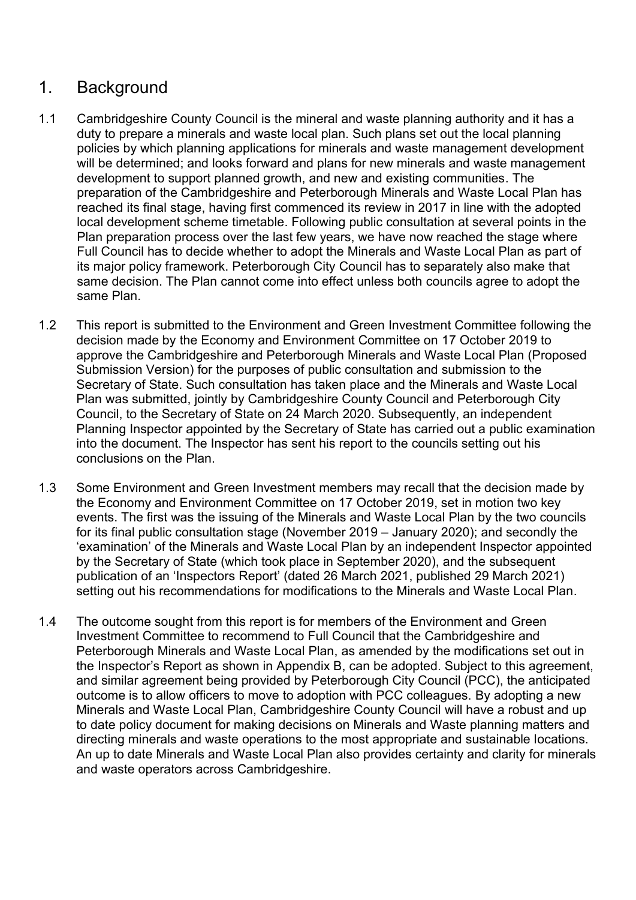# 1. Background

1.1 Cambridgeshire County Council is the mineral and waste planning authority and it has a duty to prepare a minerals and waste local plan. Such plans set out the local planning policies by which planning applications for minerals and waste management development will be determined; and looks forward and plans for new minerals and waste management development to support planned growth, and new and existing communities. The preparation of the Cambridgeshire and Peterborough Minerals and Waste Local Plan has reached its final stage, having first commenced its review in 2017 in line with the adopted local development scheme timetable. Following public consultation at several points in the Plan preparation process over the last few years, we have now reached the stage where Full Council has to decide whether to adopt the Minerals and Waste Local Plan as part of its major policy framework. Peterborough City Council has to separately also make that same decision. The Plan cannot come into effect unless both councils agree to adopt the same Plan.

1.2 This report is submitted to the Environment and Green Investment Committee following the decision made by the Economy and Environment Committee on 17 October 2019 to approve the Cambridgeshire and Peterborough Minerals and Waste Local Plan (Proposed Submission Version) for the purposes of public consultation and submission to the Secretary of State. Such consultation has taken place and the Minerals and Waste Local Plan was submitted, jointly by Cambridgeshire County Council and Peterborough City Council, to the Secretary of State on 24 March 2020. Subsequently, an independent Planning Inspector appointed by the Secretary of State has carried out a public examination into the document. The Inspector has sent his report to the councils setting out his conclusions on the Plan.

1.3 Some Environment and Green Investment members may recall that the decision made by the Economy and Environment Committee on 17 October 2019, set in motion two key events. The first was the issuing of the Minerals and Waste Local Plan by the two councils for its final public consultation stage (November 2019 – January 2020); and secondly the 'examination' of the Minerals and Waste Local Plan by an independent Inspector appointed by the Secretary of State (which took place in September 2020), and the subsequent publication of an 'Inspectors Report' (dated 26 March 2021, published 29 March 2021) setting out his recommendations for modifications to the Minerals and Waste Local Plan.

1.4 The outcome sought from this report is for members of the Environment and Green Investment Committee to recommend to Full Council that the Cambridgeshire and Peterborough Minerals and Waste Local Plan, as amended by the modifications set out in the Inspector's Report as shown in Appendix B, can be adopted. Subject to this agreement, and similar agreement being provided by Peterborough City Council (PCC), the anticipated outcome is to allow officers to move to adoption with PCC colleagues. By adopting a new Minerals and Waste Local Plan, Cambridgeshire County Council will have a robust and up to date policy document for making decisions on Minerals and Waste planning matters and directing minerals and waste operations to the most appropriate and sustainable locations. An up to date Minerals and Waste Local Plan also provides certainty and clarity for minerals and waste operators across Cambridgeshire.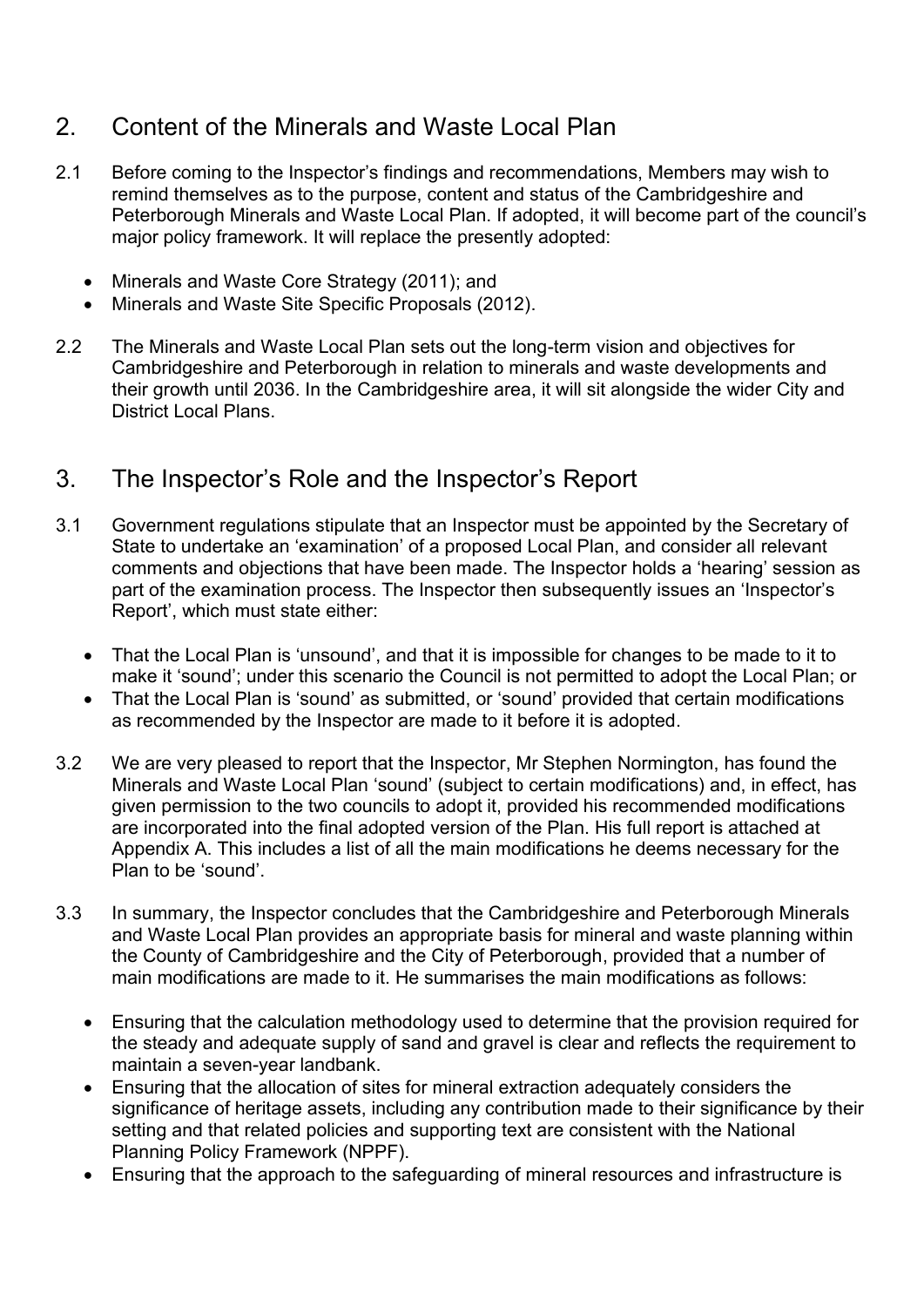## 2. Content of the Minerals and Waste Local Plan

2.1 Before coming to the Inspector's findings and recommendations, Members may wish to remind themselves as to the purpose, content and status of the Cambridgeshire and Peterborough Minerals and Waste Local Plan. If adopted, it will become part of the council's major policy framework. It will replace the presently adopted:

- Minerals and Waste Core Strategy (2011); and
- Minerals and Waste Site Specific Proposals (2012).

2.2 The Minerals and Waste Local Plan sets out the long-term vision and objectives for Cambridgeshire and Peterborough in relation to minerals and waste developments and their growth until 2036. In the Cambridgeshire area, it will sit alongside the wider City and District Local Plans.

## 3. The Inspector's Role and the Inspector's Report

3.1 Government regulations stipulate that an Inspector must be appointed by the Secretary of State to undertake an 'examination' of a proposed Local Plan, and consider all relevant comments and objections that have been made. The Inspector holds a 'hearing' session as part of the examination process. The Inspector then subsequently issues an 'Inspector's Report', which must state either:

- That the Local Plan is 'unsound', and that it is impossible for changes to be made to it to make it 'sound'; under this scenario the Council is not permitted to adopt the Local Plan; or
- That the Local Plan is 'sound' as submitted, or 'sound' provided that certain modifications as recommended by the Inspector are made to it before it is adopted.

3.2 We are very pleased to report that the Inspector, Mr Stephen Normington, has found the Minerals and Waste Local Plan 'sound' (subject to certain modifications) and, in effect, has given permission to the two councils to adopt it, provided his recommended modifications are incorporated into the final adopted version of the Plan. His full report is attached at Appendix A. This includes a list of all the main modifications he deems necessary for the Plan to be 'sound'.

3.3 In summary, the Inspector concludes that the Cambridgeshire and Peterborough Minerals and Waste Local Plan provides an appropriate basis for mineral and waste planning within the County of Cambridgeshire and the City of Peterborough, provided that a number of main modifications are made to it. He summarises the main modifications as follows:

- Ensuring that the calculation methodology used to determine that the provision required for the steady and adequate supply of sand and gravel is clear and reflects the requirement to maintain a seven-year landbank.
- Ensuring that the allocation of sites for mineral extraction adequately considers the significance of heritage assets, including any contribution made to their significance by their setting and that related policies and supporting text are consistent with the National Planning Policy Framework (NPPF).
- Ensuring that the approach to the safeguarding of mineral resources and infrastructure is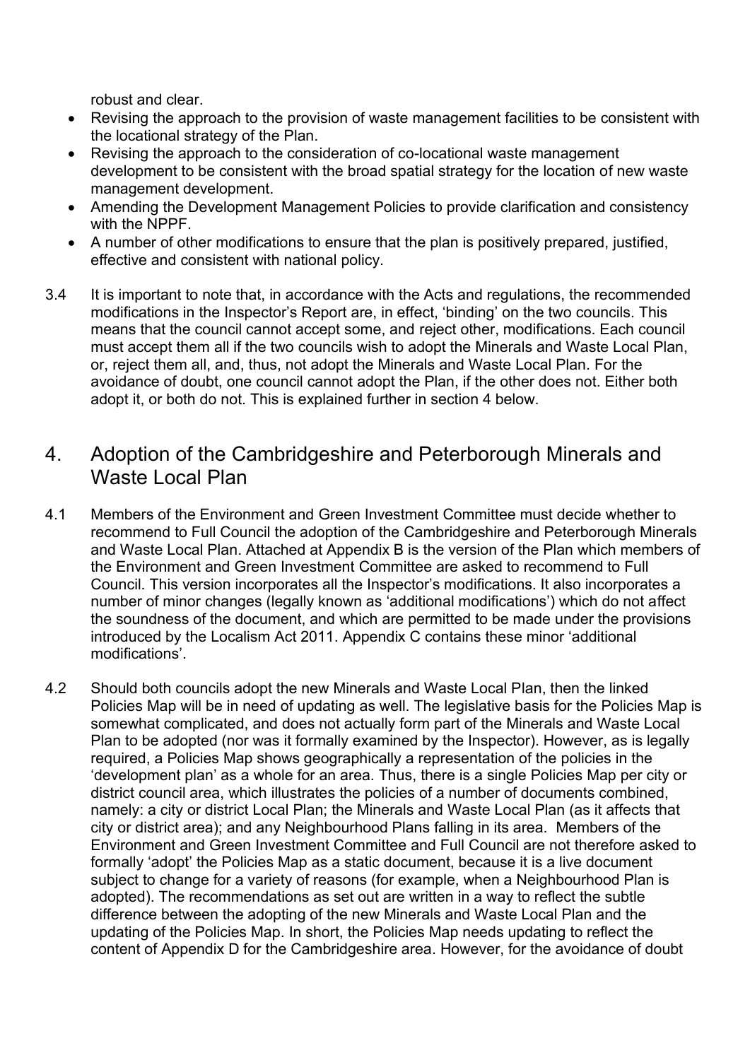robust and clear.

- Revising the approach to the provision of waste management facilities to be consistent with the locational strategy of the Plan.
- Revising the approach to the consideration of co-locational waste management development to be consistent with the broad spatial strategy for the location of new waste management development.
- Amending the Development Management Policies to provide clarification and consistency with the NPPF.
- A number of other modifications to ensure that the plan is positively prepared, justified, effective and consistent with national policy.

3.4 It is important to note that, in accordance with the Acts and regulations, the recommended modifications in the Inspector's Report are, in effect, 'binding' on the two councils. This means that the council cannot accept some, and reject other, modifications. Each council must accept them all if the two councils wish to adopt the Minerals and Waste Local Plan, or, reject them all, and, thus, not adopt the Minerals and Waste Local Plan. For the avoidance of doubt, one council cannot adopt the Plan, if the other does not. Either both adopt it, or both do not. This is explained further in section 4 below.

## 4. Adoption of the Cambridgeshire and Peterborough Minerals and Waste Local Plan

4.1 Members of the Environment and Green Investment Committee must decide whether to recommend to Full Council the adoption of the Cambridgeshire and Peterborough Minerals and Waste Local Plan. Attached at Appendix B is the version of the Plan which members of the Environment and Green Investment Committee are asked to recommend to Full Council. This version incorporates all the Inspector's modifications. It also incorporates a number of minor changes (legally known as 'additional modifications') which do not affect the soundness of the document, and which are permitted to be made under the provisions introduced by the Localism Act 2011. Appendix C contains these minor 'additional modifications'.

4.2 Should both councils adopt the new Minerals and Waste Local Plan, then the linked Policies Map will be in need of updating as well. The legislative basis for the Policies Map is somewhat complicated, and does not actually form part of the Minerals and Waste Local Plan to be adopted (nor was it formally examined by the Inspector). However, as is legally required, a Policies Map shows geographically a representation of the policies in the 'development plan' as a whole for an area. Thus, there is a single Policies Map per city or district council area, which illustrates the policies of a number of documents combined, namely: a city or district Local Plan; the Minerals and Waste Local Plan (as it affects that city or district area); and any Neighbourhood Plans falling in its area. Members of the Environment and Green Investment Committee and Full Council are not therefore asked to formally 'adopt' the Policies Map as a static document, because it is a live document subject to change for a variety of reasons (for example, when a Neighbourhood Plan is adopted). The recommendations as set out are written in a way to reflect the subtle difference between the adopting of the new Minerals and Waste Local Plan and the updating of the Policies Map. In short, the Policies Map needs updating to reflect the content of Appendix D for the Cambridgeshire area. However, for the avoidance of doubt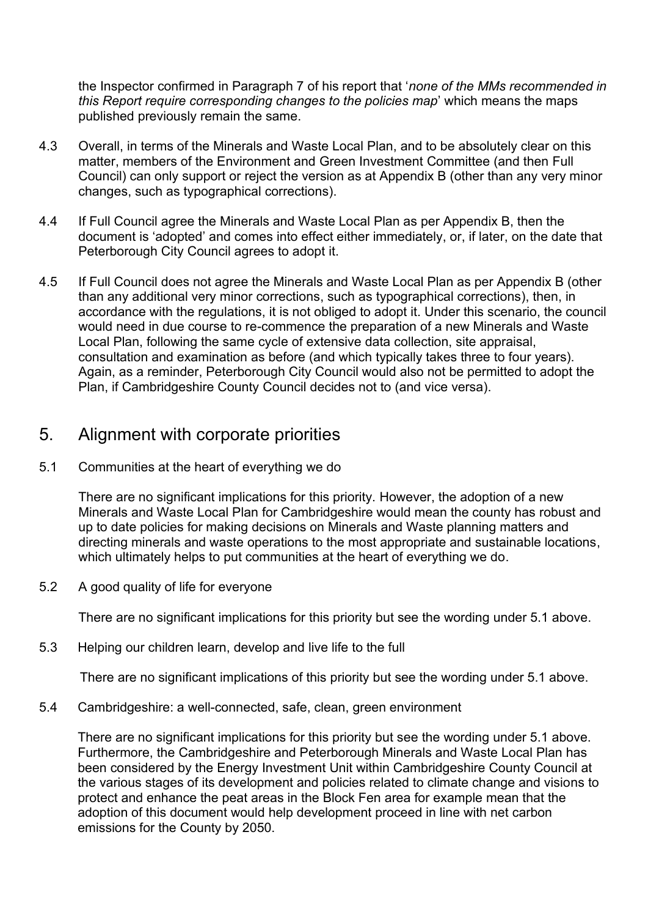the Inspector confirmed in Paragraph 7 of his report that '*none of the MMs recommended in this Report require corresponding changes to the policies map*' which means the maps published previously remain the same.

4.3 Overall, in terms of the Minerals and Waste Local Plan, and to be absolutely clear on this matter, members of the Environment and Green Investment Committee (and then Full Council) can only support or reject the version as at Appendix B (other than any very minor changes, such as typographical corrections).

4.4 If Full Council agree the Minerals and Waste Local Plan as per Appendix B, then the document is 'adopted' and comes into effect either immediately, or, if later, on the date that Peterborough City Council agrees to adopt it.

4.5 If Full Council does not agree the Minerals and Waste Local Plan as per Appendix B (other than any additional very minor corrections, such as typographical corrections), then, in accordance with the regulations, it is not obliged to adopt it. Under this scenario, the council would need in due course to re-commence the preparation of a new Minerals and Waste Local Plan, following the same cycle of extensive data collection, site appraisal, consultation and examination as before (and which typically takes three to four years). Again, as a reminder, Peterborough City Council would also not be permitted to adopt the Plan, if Cambridgeshire County Council decides not to (and vice versa).

## 5. Alignment with corporate priorities

5.1 Communities at the heart of everything we do

There are no significant implications for this priority. However, the adoption of a new Minerals and Waste Local Plan for Cambridgeshire would mean the county has robust and up to date policies for making decisions on Minerals and Waste planning matters and directing minerals and waste operations to the most appropriate and sustainable locations, which ultimately helps to put communities at the heart of everything we do.

5.2 A good quality of life for everyone

There are no significant implications for this priority but see the wording under 5.1 above.

5.3 Helping our children learn, develop and live life to the full

There are no significant implications of this priority but see the wording under 5.1 above.

5.4 Cambridgeshire: a well-connected, safe, clean, green environment

There are no significant implications for this priority but see the wording under 5.1 above. Furthermore, the Cambridgeshire and Peterborough Minerals and Waste Local Plan has been considered by the Energy Investment Unit within Cambridgeshire County Council at the various stages of its development and policies related to climate change and visions to protect and enhance the peat areas in the Block Fen area for example mean that the adoption of this document would help development proceed in line with net carbon emissions for the County by 2050.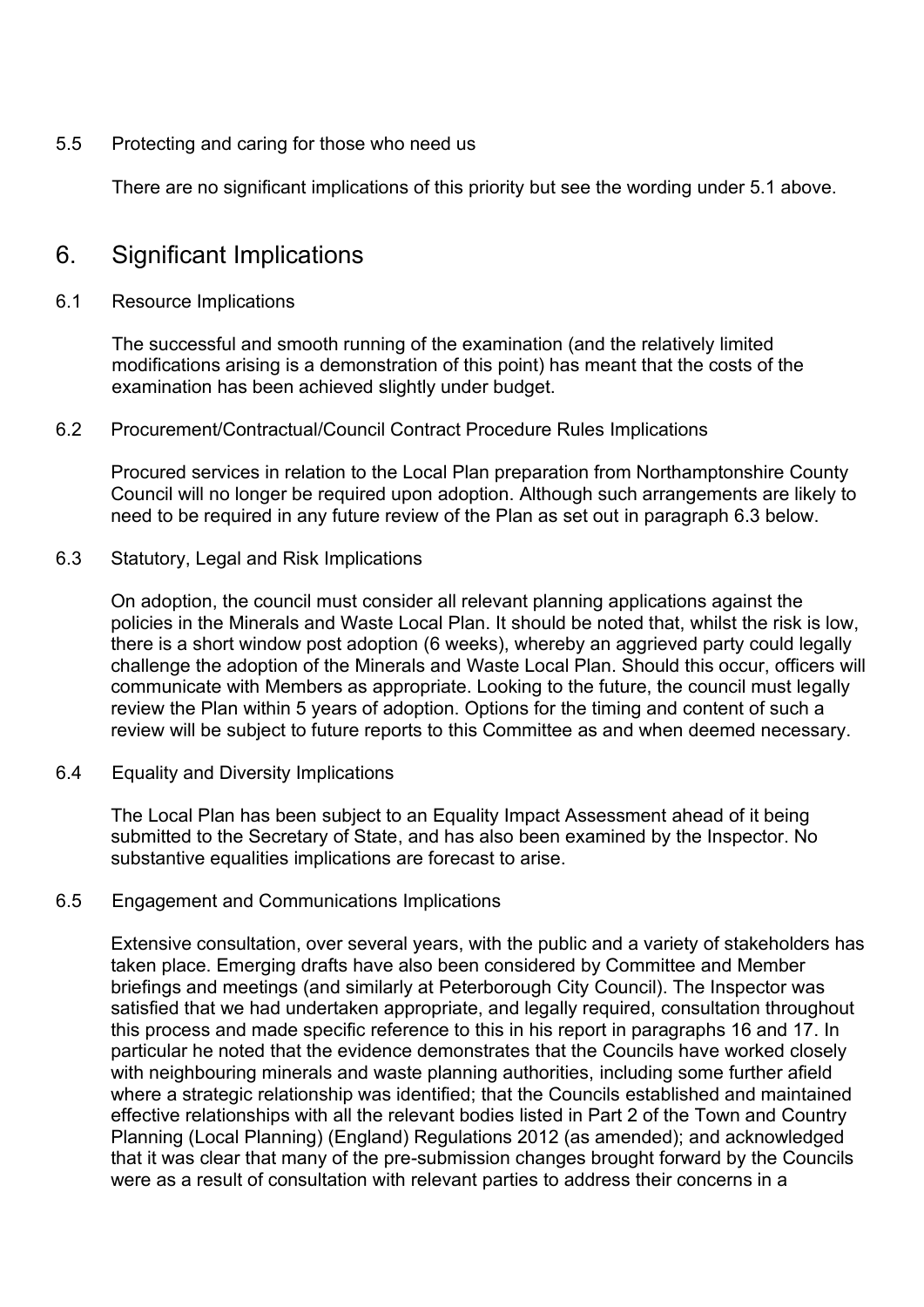5.5 Protecting and caring for those who need us

There are no significant implications of this priority but see the wording under 5.1 above.

## 6. Significant Implications

6.1 Resource Implications

The successful and smooth running of the examination (and the relatively limited modifications arising is a demonstration of this point) has meant that the costs of the examination has been achieved slightly under budget.

6.2 Procurement/Contractual/Council Contract Procedure Rules Implications

Procured services in relation to the Local Plan preparation from Northamptonshire County Council will no longer be required upon adoption. Although such arrangements are likely to need to be required in any future review of the Plan as set out in paragraph 6.3 below.

6.3 Statutory, Legal and Risk Implications

On adoption, the council must consider all relevant planning applications against the policies in the Minerals and Waste Local Plan. It should be noted that, whilst the risk is low, there is a short window post adoption (6 weeks), whereby an aggrieved party could legally challenge the adoption of the Minerals and Waste Local Plan. Should this occur, officers will communicate with Members as appropriate. Looking to the future, the council must legally review the Plan within 5 years of adoption. Options for the timing and content of such a review will be subject to future reports to this Committee as and when deemed necessary.

6.4 Equality and Diversity Implications

The Local Plan has been subject to an Equality Impact Assessment ahead of it being submitted to the Secretary of State, and has also been examined by the Inspector. No substantive equalities implications are forecast to arise.

6.5 Engagement and Communications Implications

Extensive consultation, over several years, with the public and a variety of stakeholders has taken place. Emerging drafts have also been considered by Committee and Member briefings and meetings (and similarly at Peterborough City Council). The Inspector was satisfied that we had undertaken appropriate, and legally required, consultation throughout this process and made specific reference to this in his report in paragraphs 16 and 17. In particular he noted that the evidence demonstrates that the Councils have worked closely with neighbouring minerals and waste planning authorities, including some further afield where a strategic relationship was identified; that the Councils established and maintained effective relationships with all the relevant bodies listed in Part 2 of the Town and Country Planning (Local Planning) (England) Regulations 2012 (as amended); and acknowledged that it was clear that many of the pre-submission changes brought forward by the Councils were as a result of consultation with relevant parties to address their concerns in a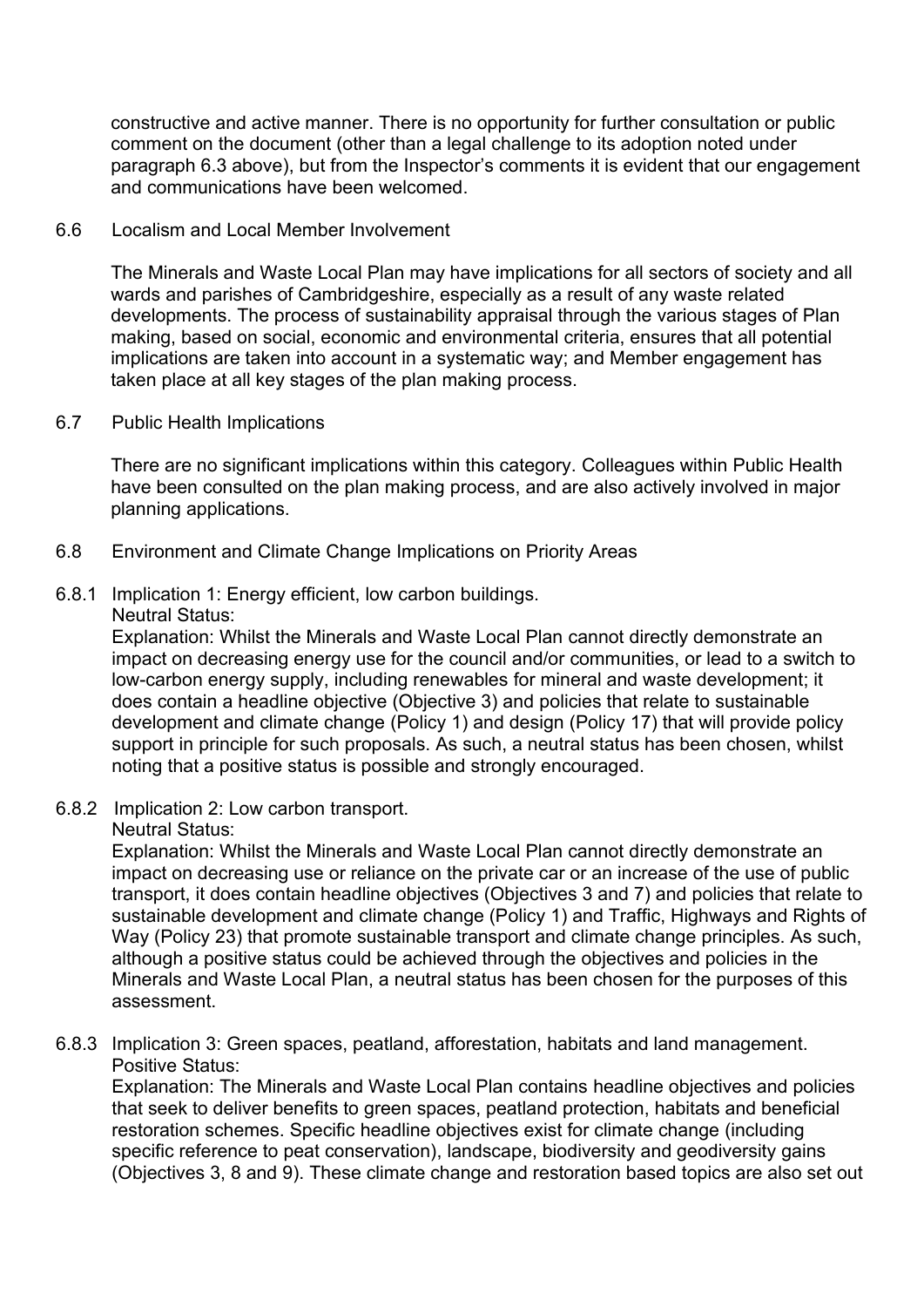constructive and active manner. There is no opportunity for further consultation or public comment on the document (other than a legal challenge to its adoption noted under paragraph 6.3 above), but from the Inspector's comments it is evident that our engagement and communications have been welcomed.

6.6 Localism and Local Member Involvement

The Minerals and Waste Local Plan may have implications for all sectors of society and all wards and parishes of Cambridgeshire, especially as a result of any waste related developments. The process of sustainability appraisal through the various stages of Plan making, based on social, economic and environmental criteria, ensures that all potential implications are taken into account in a systematic way; and Member engagement has taken place at all key stages of the plan making process.

6.7 Public Health Implications

There are no significant implications within this category. Colleagues within Public Health have been consulted on the plan making process, and are also actively involved in major planning applications.

6.8 Environment and Climate Change Implications on Priority Areas

6.8.1 Implication 1: Energy efficient, low carbon buildings.
Neutral Status:
Explanation: Whilst the Minerals and Waste Local Plan cannot directly demonstrate an impact on decreasing energy use for the council and/or communities, or lead to a switch to low-carbon energy supply, including renewables for mineral and waste development; it does contain a headline objective (Objective 3) and policies that relate to sustainable development and climate change (Policy 1) and design (Policy 17) that will provide policy support in principle for such proposals. As such, a neutral status has been chosen, whilst noting that a positive status is possible and strongly encouraged.

6.8.2 Implication 2: Low carbon transport.
Neutral Status:
Explanation: Whilst the Minerals and Waste Local Plan cannot directly demonstrate an impact on decreasing use or reliance on the private car or an increase of the use of public transport, it does contain headline objectives (Objectives 3 and 7) and policies that relate to sustainable development and climate change (Policy 1) and Traffic, Highways and Rights of Way (Policy 23) that promote sustainable transport and climate change principles. As such, although a positive status could be achieved through the objectives and policies in the Minerals and Waste Local Plan, a neutral status has been chosen for the purposes of this assessment.

6.8.3 Implication 3: Green spaces, peatland, afforestation, habitats and land management.
Positive Status:
Explanation: The Minerals and Waste Local Plan contains headline objectives and policies that seek to deliver benefits to green spaces, peatland protection, habitats and beneficial restoration schemes. Specific headline objectives exist for climate change (including specific reference to peat conservation), landscape, biodiversity and geodiversity gains (Objectives 3, 8 and 9). These climate change and restoration based topics are also set out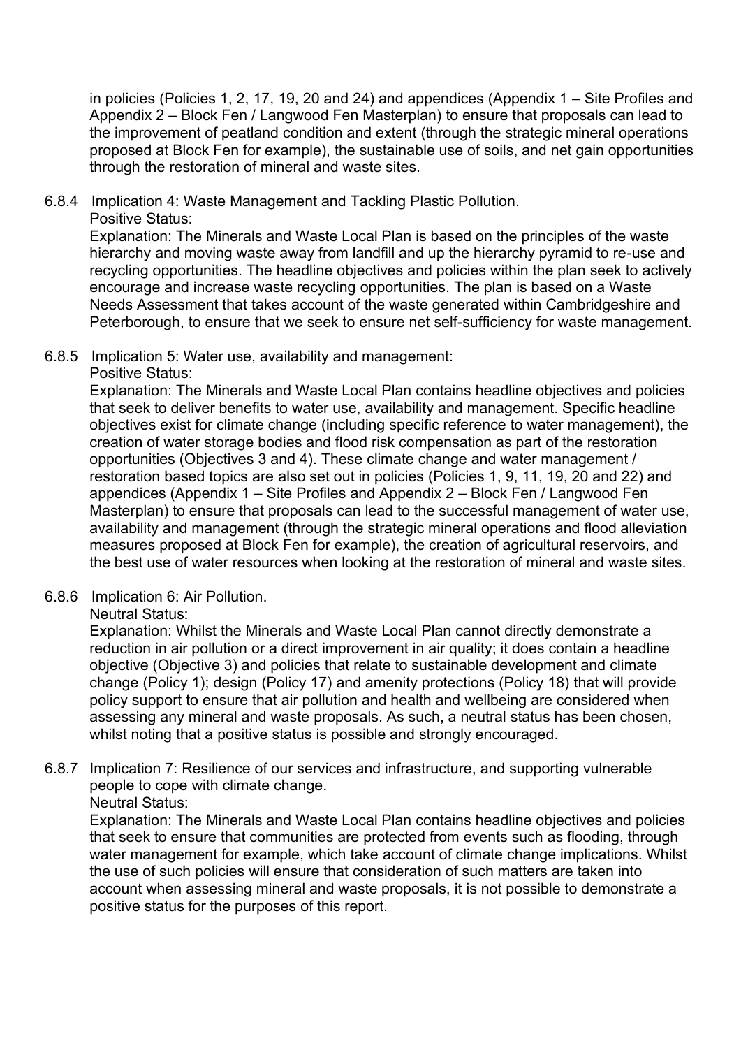in policies (Policies 1, 2, 17, 19, 20 and 24) and appendices (Appendix 1 – Site Profiles and Appendix 2 – Block Fen / Langwood Fen Masterplan) to ensure that proposals can lead to the improvement of peatland condition and extent (through the strategic mineral operations proposed at Block Fen for example), the sustainable use of soils, and net gain opportunities through the restoration of mineral and waste sites.

6.8.4 Implication 4: Waste Management and Tackling Plastic Pollution.
Positive Status:
Explanation: The Minerals and Waste Local Plan is based on the principles of the waste hierarchy and moving waste away from landfill and up the hierarchy pyramid to re-use and recycling opportunities. The headline objectives and policies within the plan seek to actively encourage and increase waste recycling opportunities. The plan is based on a Waste Needs Assessment that takes account of the waste generated within Cambridgeshire and Peterborough, to ensure that we seek to ensure net self-sufficiency for waste management.

6.8.5 Implication 5: Water use, availability and management:
Positive Status:
Explanation: The Minerals and Waste Local Plan contains headline objectives and policies that seek to deliver benefits to water use, availability and management. Specific headline objectives exist for climate change (including specific reference to water management), the creation of water storage bodies and flood risk compensation as part of the restoration opportunities (Objectives 3 and 4). These climate change and water management / restoration based topics are also set out in policies (Policies 1, 9, 11, 19, 20 and 22) and appendices (Appendix 1 – Site Profiles and Appendix 2 – Block Fen / Langwood Fen Masterplan) to ensure that proposals can lead to the successful management of water use, availability and management (through the strategic mineral operations and flood alleviation measures proposed at Block Fen for example), the creation of agricultural reservoirs, and the best use of water resources when looking at the restoration of mineral and waste sites.

6.8.6 Implication 6: Air Pollution.
Neutral Status:
Explanation: Whilst the Minerals and Waste Local Plan cannot directly demonstrate a reduction in air pollution or a direct improvement in air quality; it does contain a headline objective (Objective 3) and policies that relate to sustainable development and climate change (Policy 1); design (Policy 17) and amenity protections (Policy 18) that will provide policy support to ensure that air pollution and health and wellbeing are considered when assessing any mineral and waste proposals. As such, a neutral status has been chosen, whilst noting that a positive status is possible and strongly encouraged.

6.8.7 Implication 7: Resilience of our services and infrastructure, and supporting vulnerable people to cope with climate change.
Neutral Status:
Explanation: The Minerals and Waste Local Plan contains headline objectives and policies that seek to ensure that communities are protected from events such as flooding, through water management for example, which take account of climate change implications. Whilst the use of such policies will ensure that consideration of such matters are taken into account when assessing mineral and waste proposals, it is not possible to demonstrate a positive status for the purposes of this report.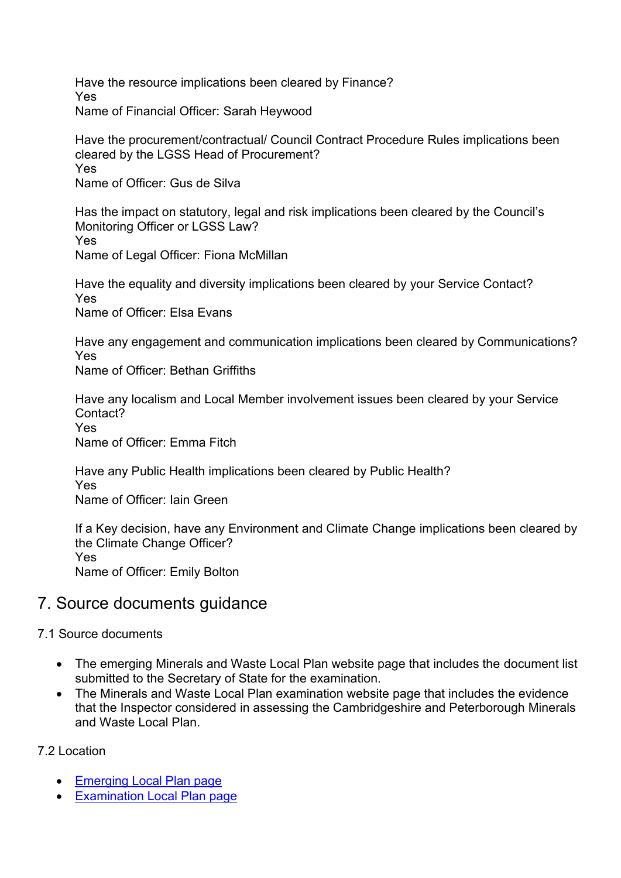Have the resource implications been cleared by Finance?
Yes
Name of Financial Officer: Sarah Heywood

Have the procurement/contractual/ Council Contract Procedure Rules implications been cleared by the LGSS Head of Procurement?
Yes
Name of Officer: Gus de Silva

Has the impact on statutory, legal and risk implications been cleared by the Council's Monitoring Officer or LGSS Law?
Yes
Name of Legal Officer: Fiona McMillan

Have the equality and diversity implications been cleared by your Service Contact?
Yes
Name of Officer: Elsa Evans

Have any engagement and communication implications been cleared by Communications?
Yes
Name of Officer: Bethan Griffiths

Have any localism and Local Member involvement issues been cleared by your Service Contact?
Yes
Name of Officer: Emma Fitch

Have any Public Health implications been cleared by Public Health?
Yes
Name of Officer: Iain Green

If a Key decision, have any Environment and Climate Change implications been cleared by the Climate Change Officer?
Yes
Name of Officer: Emily Bolton

# 7. Source documents guidance

7.1 Source documents

- The emerging Minerals and Waste Local Plan website page that includes the document list submitted to the Secretary of State for the examination.
- The Minerals and Waste Local Plan examination website page that includes the evidence that the Inspector considered in assessing the Cambridgeshire and Peterborough Minerals and Waste Local Plan.

7.2 Location

- Emerging Local Plan page
- Examination Local Plan page